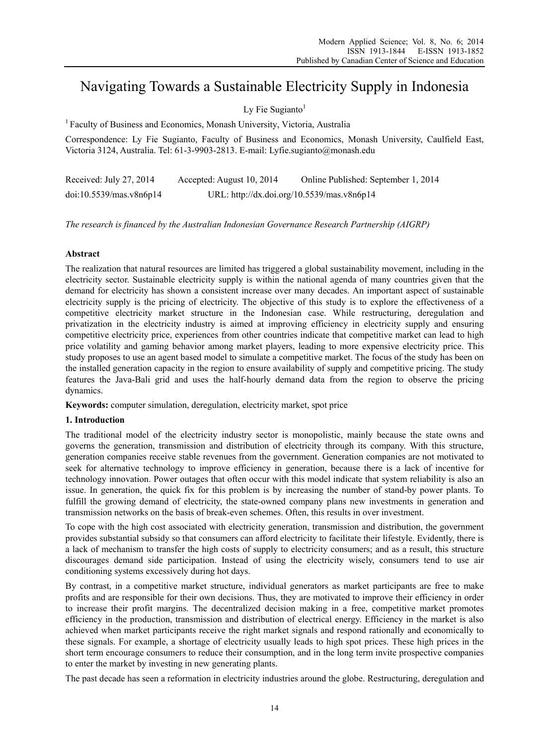# Navigating Towards a Sustainable Electricity Supply in Indonesia

Ly Fie Sugianto[1]

[1] Faculty of Business and Economics, Monash University, Victoria, Australia

Correspondence: Ly Fie Sugianto, Faculty of Business and Economics, Monash University, Caulfield East, Victoria 3124, Australia. Tel: 61-3-9903-2813. E-mail: Lyfie.sugianto@monash.edu

Received: July 27, 2014 Accepted: August 10, 2014 Online Published: September 1, 2014

doi:10.5539/mas.v8n6p14 URL: http://dx.doi.org/10.5539/mas.v8n6p14

*The research is financed by the Australian Indonesian Governance Research Partnership (AIGRP)*

## Abstract

The realization that natural resources are limited has triggered a global sustainability movement, including in the electricity sector. Sustainable electricity supply is within the national agenda of many countries given that the demand for electricity has shown a consistent increase over many decades. An important aspect of sustainable electricity supply is the pricing of electricity. The objective of this study is to explore the effectiveness of a competitive electricity market structure in the Indonesian case. While restructuring, deregulation and privatization in the electricity industry is aimed at improving efficiency in electricity supply and ensuring competitive electricity price, experiences from other countries indicate that competitive market can lead to high price volatility and gaming behavior among market players, leading to more expensive electricity price. This study proposes to use an agent based model to simulate a competitive market. The focus of the study has been on the installed generation capacity in the region to ensure availability of supply and competitive pricing. The study features the Java-Bali grid and uses the half-hourly demand data from the region to observe the pricing dynamics.

**Keywords:** computer simulation, deregulation, electricity market, spot price

## 1. Introduction

The traditional model of the electricity industry sector is monopolistic, mainly because the state owns and governs the generation, transmission and distribution of electricity through its company. With this structure, generation companies receive stable revenues from the government. Generation companies are not motivated to seek for alternative technology to improve efficiency in generation, because there is a lack of incentive for technology innovation. Power outages that often occur with this model indicate that system reliability is also an issue. In generation, the quick fix for this problem is by increasing the number of stand-by power plants. To fulfill the growing demand of electricity, the state-owned company plans new investments in generation and transmission networks on the basis of break-even schemes. Often, this results in over investment.

To cope with the high cost associated with electricity generation, transmission and distribution, the government provides substantial subsidy so that consumers can afford electricity to facilitate their lifestyle. Evidently, there is a lack of mechanism to transfer the high costs of supply to electricity consumers; and as a result, this structure discourages demand side participation. Instead of using the electricity wisely, consumers tend to use air conditioning systems excessively during hot days.

By contrast, in a competitive market structure, individual generators as market participants are free to make profits and are responsible for their own decisions. Thus, they are motivated to improve their efficiency in order to increase their profit margins. The decentralized decision making in a free, competitive market promotes efficiency in the production, transmission and distribution of electrical energy. Efficiency in the market is also achieved when market participants receive the right market signals and respond rationally and economically to these signals. For example, a shortage of electricity usually leads to high spot prices. These high prices in the short term encourage consumers to reduce their consumption, and in the long term invite prospective companies to enter the market by investing in new generating plants.

The past decade has seen a reformation in electricity industries around the globe. Restructuring, deregulation and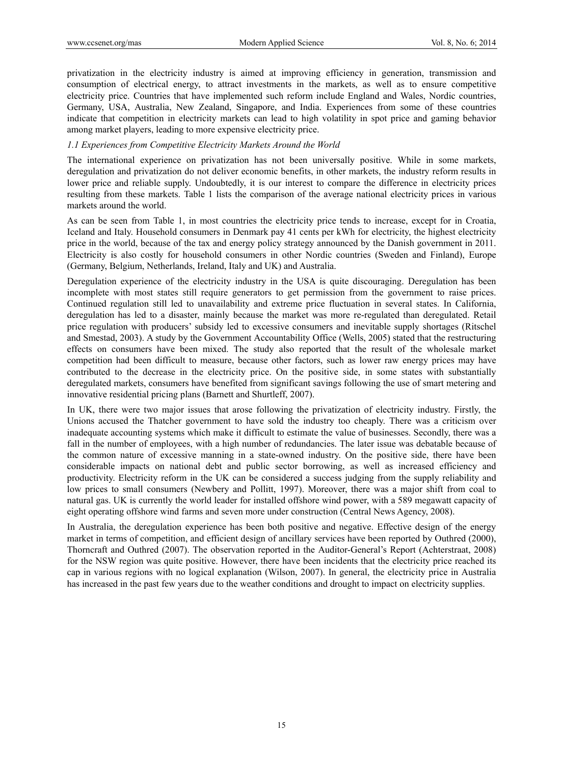privatization in the electricity industry is aimed at improving efficiency in generation, transmission and consumption of electrical energy, to attract investments in the markets, as well as to ensure competitive electricity price. Countries that have implemented such reform include England and Wales, Nordic countries, Germany, USA, Australia, New Zealand, Singapore, and India. Experiences from some of these countries indicate that competition in electricity markets can lead to high volatility in spot price and gaming behavior among market players, leading to more expensive electricity price.

### *1.1 Experiences from Competitive Electricity Markets Around the World*

The international experience on privatization has not been universally positive. While in some markets, deregulation and privatization do not deliver economic benefits, in other markets, the industry reform results in lower price and reliable supply. Undoubtedly, it is our interest to compare the difference in electricity prices resulting from these markets. Table 1 lists the comparison of the average national electricity prices in various markets around the world.

As can be seen from Table 1, in most countries the electricity price tends to increase, except for in Croatia, Iceland and Italy. Household consumers in Denmark pay 41 cents per kWh for electricity, the highest electricity price in the world, because of the tax and energy policy strategy announced by the Danish government in 2011. Electricity is also costly for household consumers in other Nordic countries (Sweden and Finland), Europe (Germany, Belgium, Netherlands, Ireland, Italy and UK) and Australia.

Deregulation experience of the electricity industry in the USA is quite discouraging. Deregulation has been incomplete with most states still require generators to get permission from the government to raise prices. Continued regulation still led to unavailability and extreme price fluctuation in several states. In California, deregulation has led to a disaster, mainly because the market was more re-regulated than deregulated. Retail price regulation with producers' subsidy led to excessive consumers and inevitable supply shortages (Ritschel and Smestad, 2003). A study by the Government Accountability Office (Wells, 2005) stated that the restructuring effects on consumers have been mixed. The study also reported that the result of the wholesale market competition had been difficult to measure, because other factors, such as lower raw energy prices may have contributed to the decrease in the electricity price. On the positive side, in some states with substantially deregulated markets, consumers have benefited from significant savings following the use of smart metering and innovative residential pricing plans (Barnett and Shurtleff, 2007).

In UK, there were two major issues that arose following the privatization of electricity industry. Firstly, the Unions accused the Thatcher government to have sold the industry too cheaply. There was a criticism over inadequate accounting systems which make it difficult to estimate the value of businesses. Secondly, there was a fall in the number of employees, with a high number of redundancies. The later issue was debatable because of the common nature of excessive manning in a state-owned industry. On the positive side, there have been considerable impacts on national debt and public sector borrowing, as well as increased efficiency and productivity. Electricity reform in the UK can be considered a success judging from the supply reliability and low prices to small consumers (Newbery and Pollitt, 1997). Moreover, there was a major shift from coal to natural gas. UK is currently the world leader for installed offshore wind power, with a 589 megawatt capacity of eight operating offshore wind farms and seven more under construction (Central News Agency, 2008).

In Australia, the deregulation experience has been both positive and negative. Effective design of the energy market in terms of competition, and efficient design of ancillary services have been reported by Outhred (2000), Thorncraft and Outhred (2007). The observation reported in the Auditor-General's Report (Achterstraat, 2008) for the NSW region was quite positive. However, there have been incidents that the electricity price reached its cap in various regions with no logical explanation (Wilson, 2007). In general, the electricity price in Australia has increased in the past few years due to the weather conditions and drought to impact on electricity supplies.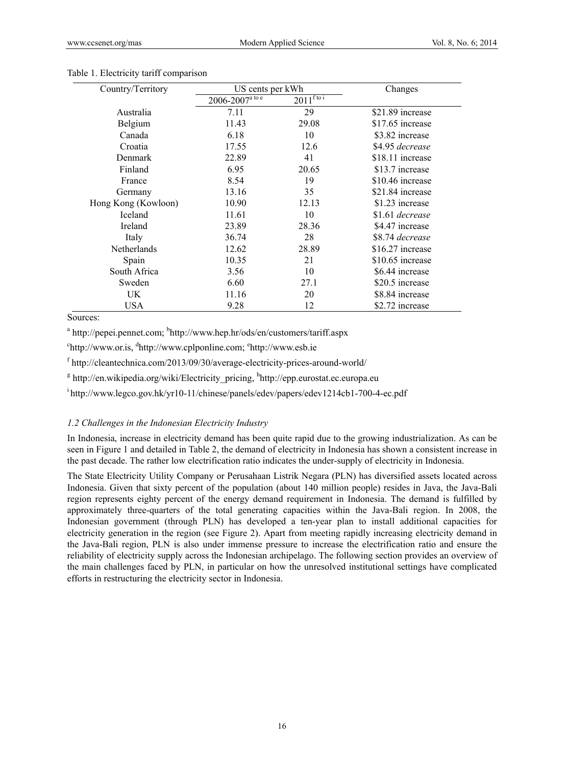Table 1. Electricity tariff comparison

| Country/Territory | US cents per kWh | | Changes |
|---|---|---|---|
| | 2006-2007[a to e] | 2011[f to i] | |
| Australia | 7.11 | 29 | $21.89 increase |
| Belgium | 11.43 | 29.08 | $17.65 increase |
| Canada | 6.18 | 10 | $3.82 increase |
| Croatia | 17.55 | 12.6 | $4.95 *decrease* |
| Denmark | 22.89 | 41 | $18.11 increase |
| Finland | 6.95 | 20.65 | $13.7 increase |
| France | 8.54 | 19 | $10.46 increase |
| Germany | 13.16 | 35 | $21.84 increase |
| Hong Kong (Kowloon) | 10.90 | 12.13 | $1.23 increase |
| Iceland | 11.61 | 10 | $1.61 *decrease* |
| Ireland | 23.89 | 28.36 | $4.47 increase |
| Italy | 36.74 | 28 | $8.74 *decrease* |
| Netherlands | 12.62 | 28.89 | $16.27 increase |
| Spain | 10.35 | 21 | $10.65 increase |
| South Africa | 3.56 | 10 | $6.44 increase |
| Sweden | 6.60 | 27.1 | $20.5 increase |
| UK | 11.16 | 20 | $8.84 increase |
| USA | 9.28 | 12 | $2.72 increase |

Sources:

[a] http://pepei.pennet.com; [b]http://www.hep.hr/ods/en/customers/tariff.aspx

[c]http://www.or.is, [d]http://www.cplponline.com; [e]http://www.esb.ie

[f] http://cleantechnica.com/2013/09/30/average-electricity-prices-around-world/

[g] http://en.wikipedia.org/wiki/Electricity_pricing, [h]http://epp.eurostat.ec.europa.eu

[i] http://www.legco.gov.hk/yr10-11/chinese/panels/edev/papers/edev1214cb1-700-4-ec.pdf

### *1.2 Challenges in the Indonesian Electricity Industry*

In Indonesia, increase in electricity demand has been quite rapid due to the growing industrialization. As can be seen in Figure 1 and detailed in Table 2, the demand of electricity in Indonesia has shown a consistent increase in the past decade. The rather low electrification ratio indicates the under-supply of electricity in Indonesia.

The State Electricity Utility Company or Perusahaan Listrik Negara (PLN) has diversified assets located across Indonesia. Given that sixty percent of the population (about 140 million people) resides in Java, the Java-Bali region represents eighty percent of the energy demand requirement in Indonesia. The demand is fulfilled by approximately three-quarters of the total generating capacities within the Java-Bali region. In 2008, the Indonesian government (through PLN) has developed a ten-year plan to install additional capacities for electricity generation in the region (see Figure 2). Apart from meeting rapidly increasing electricity demand in the Java-Bali region, PLN is also under immense pressure to increase the electrification ratio and ensure the reliability of electricity supply across the Indonesian archipelago. The following section provides an overview of the main challenges faced by PLN, in particular on how the unresolved institutional settings have complicated efforts in restructuring the electricity sector in Indonesia.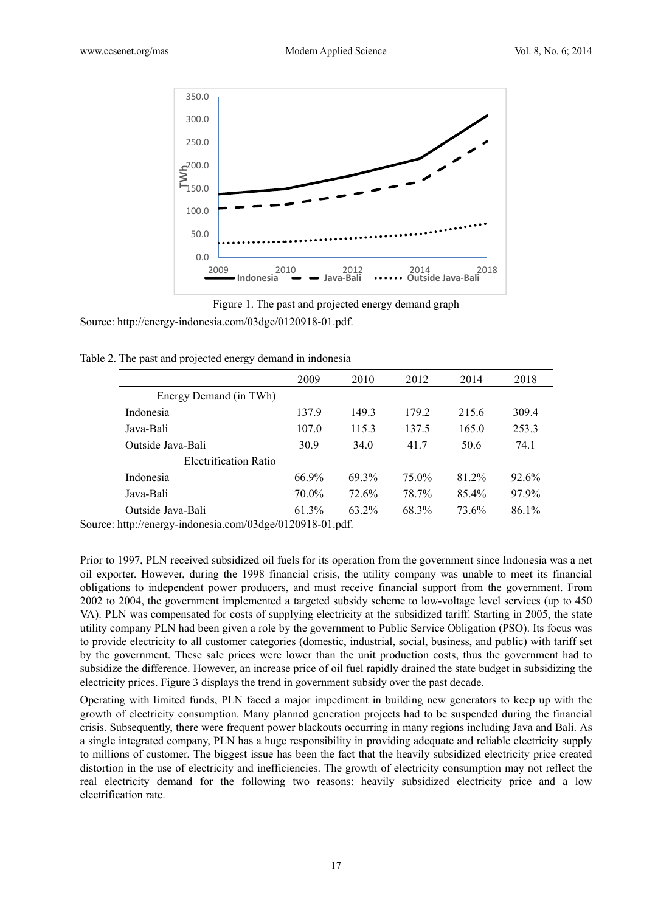Figure 1. The past and projected energy demand graph

Source: http://energy-indonesia.com/03dge/0120918-01.pdf.

Table 2. The past and projected energy demand in indonesia

| | 2009 | 2010 | 2012 | 2014 | 2018 |
|---|---|---|---|---|---|
| Energy Demand (in TWh) | | | | | |
| Indonesia | 137.9 | 149.3 | 179.2 | 215.6 | 309.4 |
| Java-Bali | 107.0 | 115.3 | 137.5 | 165.0 | 253.3 |
| Outside Java-Bali | 30.9 | 34.0 | 41.7 | 50.6 | 74.1 |
| Electrification Ratio | | | | | |
| Indonesia | 66.9% | 69.3% | 75.0% | 81.2% | 92.6% |
| Java-Bali | 70.0% | 72.6% | 78.7% | 85.4% | 97.9% |
| Outside Java-Bali | 61.3% | 63.2% | 68.3% | 73.6% | 86.1% |

Source: http://energy-indonesia.com/03dge/0120918-01.pdf.

Prior to 1997, PLN received subsidized oil fuels for its operation from the government since Indonesia was a net oil exporter. However, during the 1998 financial crisis, the utility company was unable to meet its financial obligations to independent power producers, and must receive financial support from the government. From 2002 to 2004, the government implemented a targeted subsidy scheme to low-voltage level services (up to 450 VA). PLN was compensated for costs of supplying electricity at the subsidized tariff. Starting in 2005, the state utility company PLN had been given a role by the government to Public Service Obligation (PSO). Its focus was to provide electricity to all customer categories (domestic, industrial, social, business, and public) with tariff set by the government. These sale prices were lower than the unit production costs, thus the government had to subsidize the difference. However, an increase price of oil fuel rapidly drained the state budget in subsidizing the electricity prices. Figure 3 displays the trend in government subsidy over the past decade.

Operating with limited funds, PLN faced a major impediment in building new generators to keep up with the growth of electricity consumption. Many planned generation projects had to be suspended during the financial crisis. Subsequently, there were frequent power blackouts occurring in many regions including Java and Bali. As a single integrated company, PLN has a huge responsibility in providing adequate and reliable electricity supply to millions of customer. The biggest issue has been the fact that the heavily subsidized electricity price created distortion in the use of electricity and inefficiencies. The growth of electricity consumption may not reflect the real electricity demand for the following two reasons: heavily subsidized electricity price and a low electrification rate.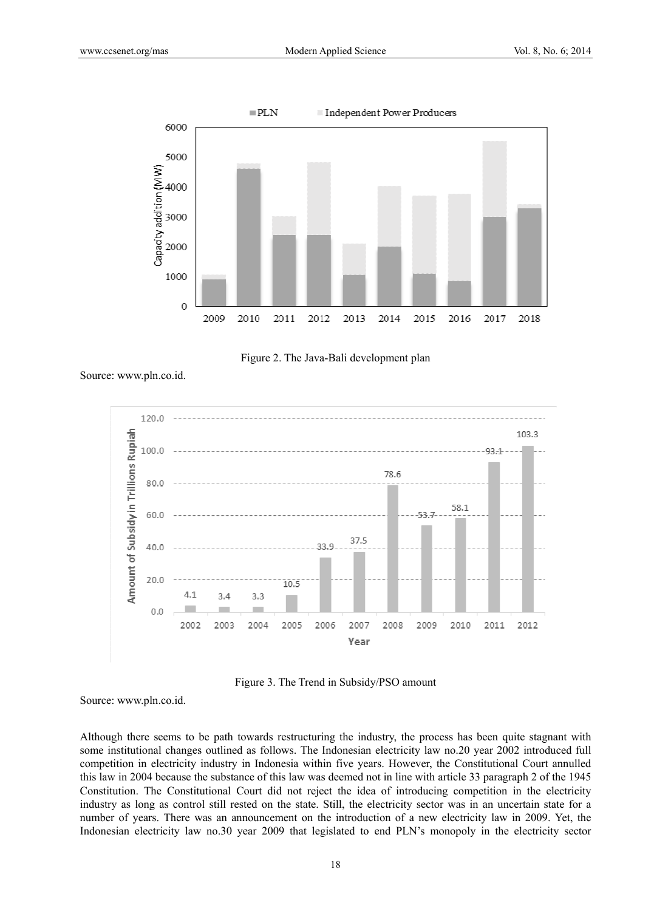Figure 2. The Java-Bali development plan

Source: www.pln.co.id.

Figure 3. The Trend in Subsidy/PSO amount

Source: www.pln.co.id.

Although there seems to be path towards restructuring the industry, the process has been quite stagnant with some institutional changes outlined as follows. The Indonesian electricity law no.20 year 2002 introduced full competition in electricity industry in Indonesia within five years. However, the Constitutional Court annulled this law in 2004 because the substance of this law was deemed not in line with article 33 paragraph 2 of the 1945 Constitution. The Constitutional Court did not reject the idea of introducing competition in the electricity industry as long as control still rested on the state. Still, the electricity sector was in an uncertain state for a number of years. There was an announcement on the introduction of a new electricity law in 2009. Yet, the Indonesian electricity law no.30 year 2009 that legislated to end PLN's monopoly in the electricity sector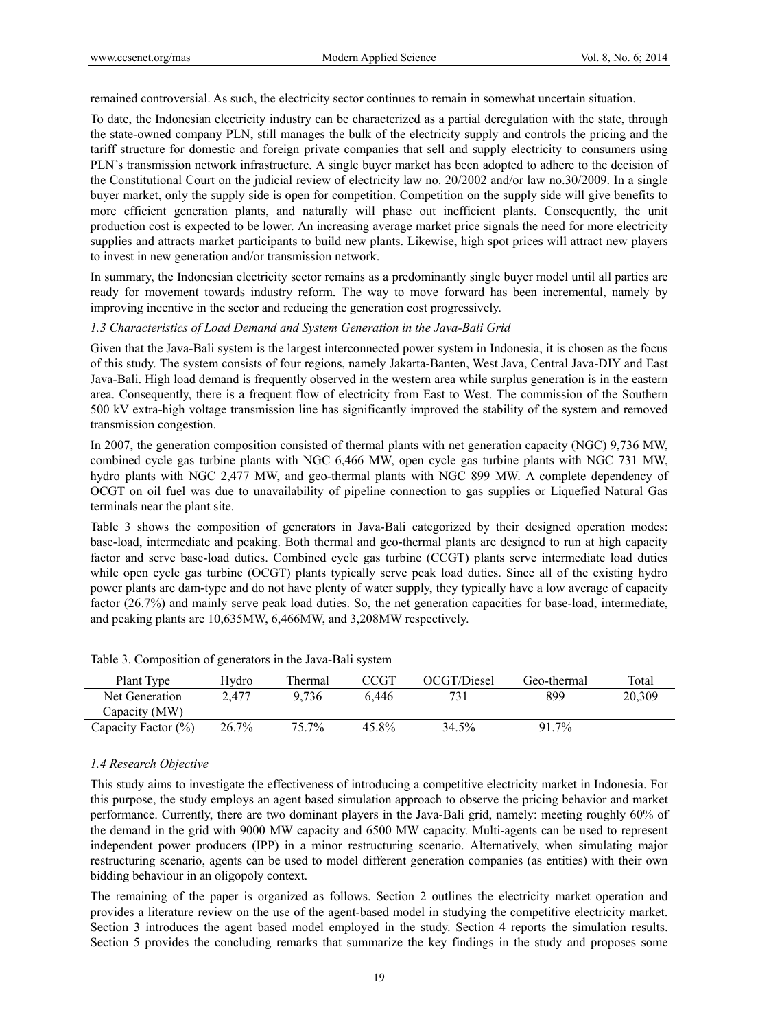remained controversial. As such, the electricity sector continues to remain in somewhat uncertain situation.

To date, the Indonesian electricity industry can be characterized as a partial deregulation with the state, through the state-owned company PLN, still manages the bulk of the electricity supply and controls the pricing and the tariff structure for domestic and foreign private companies that sell and supply electricity to consumers using PLN's transmission network infrastructure. A single buyer market has been adopted to adhere to the decision of the Constitutional Court on the judicial review of electricity law no. 20/2002 and/or law no.30/2009. In a single buyer market, only the supply side is open for competition. Competition on the supply side will give benefits to more efficient generation plants, and naturally will phase out inefficient plants. Consequently, the unit production cost is expected to be lower. An increasing average market price signals the need for more electricity supplies and attracts market participants to build new plants. Likewise, high spot prices will attract new players to invest in new generation and/or transmission network.

In summary, the Indonesian electricity sector remains as a predominantly single buyer model until all parties are ready for movement towards industry reform. The way to move forward has been incremental, namely by improving incentive in the sector and reducing the generation cost progressively.

### *1.3 Characteristics of Load Demand and System Generation in the Java-Bali Grid*

Given that the Java-Bali system is the largest interconnected power system in Indonesia, it is chosen as the focus of this study. The system consists of four regions, namely Jakarta-Banten, West Java, Central Java-DIY and East Java-Bali. High load demand is frequently observed in the western area while surplus generation is in the eastern area. Consequently, there is a frequent flow of electricity from East to West. The commission of the Southern 500 kV extra-high voltage transmission line has significantly improved the stability of the system and removed transmission congestion.

In 2007, the generation composition consisted of thermal plants with net generation capacity (NGC) 9,736 MW, combined cycle gas turbine plants with NGC 6,466 MW, open cycle gas turbine plants with NGC 731 MW, hydro plants with NGC 2,477 MW, and geo-thermal plants with NGC 899 MW. A complete dependency of OCGT on oil fuel was due to unavailability of pipeline connection to gas supplies or Liquefied Natural Gas terminals near the plant site.

Table 3 shows the composition of generators in Java-Bali categorized by their designed operation modes: base-load, intermediate and peaking. Both thermal and geo-thermal plants are designed to run at high capacity factor and serve base-load duties. Combined cycle gas turbine (CCGT) plants serve intermediate load duties while open cycle gas turbine (OCGT) plants typically serve peak load duties. Since all of the existing hydro power plants are dam-type and do not have plenty of water supply, they typically have a low average of capacity factor (26.7%) and mainly serve peak load duties. So, the net generation capacities for base-load, intermediate, and peaking plants are 10,635MW, 6,466MW, and 3,208MW respectively.

Table 3. Composition of generators in the Java-Bali system

| Plant Type | Hydro | Thermal | CCGT | OCGT/Diesel | Geo-thermal | Total |
|---|---|---|---|---|---|---|
| Net Generation Capacity (MW) | 2,477 | 9,736 | 6,446 | 731 | 899 | 20,309 |
| Capacity Factor (%) | 26.7% | 75.7% | 45.8% | 34.5% | 91.7% | |

### *1.4 Research Objective*

This study aims to investigate the effectiveness of introducing a competitive electricity market in Indonesia. For this purpose, the study employs an agent based simulation approach to observe the pricing behavior and market performance. Currently, there are two dominant players in the Java-Bali grid, namely: meeting roughly 60% of the demand in the grid with 9000 MW capacity and 6500 MW capacity. Multi-agents can be used to represent independent power producers (IPP) in a minor restructuring scenario. Alternatively, when simulating major restructuring scenario, agents can be used to model different generation companies (as entities) with their own bidding behaviour in an oligopoly context.

The remaining of the paper is organized as follows. Section 2 outlines the electricity market operation and provides a literature review on the use of the agent-based model in studying the competitive electricity market. Section 3 introduces the agent based model employed in the study. Section 4 reports the simulation results. Section 5 provides the concluding remarks that summarize the key findings in the study and proposes some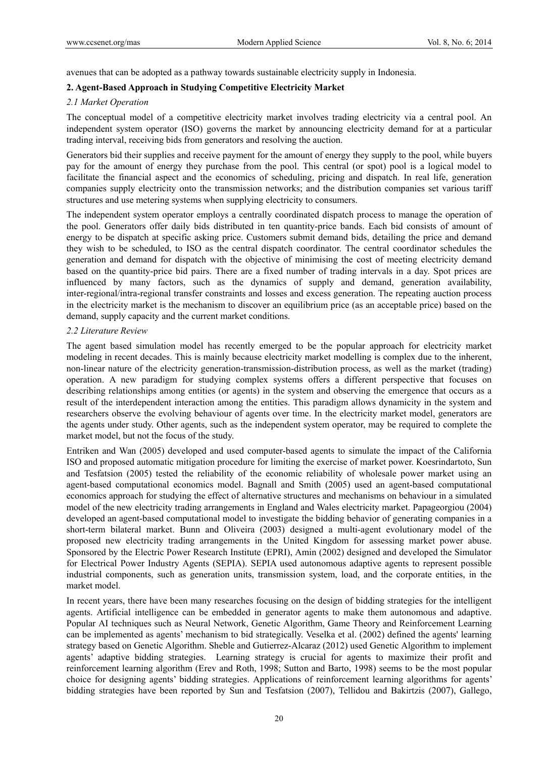avenues that can be adopted as a pathway towards sustainable electricity supply in Indonesia.

## 2. Agent-Based Approach in Studying Competitive Electricity Market

### *2.1 Market Operation*

The conceptual model of a competitive electricity market involves trading electricity via a central pool. An independent system operator (ISO) governs the market by announcing electricity demand for at a particular trading interval, receiving bids from generators and resolving the auction.

Generators bid their supplies and receive payment for the amount of energy they supply to the pool, while buyers pay for the amount of energy they purchase from the pool. This central (or spot) pool is a logical model to facilitate the financial aspect and the economics of scheduling, pricing and dispatch. In real life, generation companies supply electricity onto the transmission networks; and the distribution companies set various tariff structures and use metering systems when supplying electricity to consumers.

The independent system operator employs a centrally coordinated dispatch process to manage the operation of the pool. Generators offer daily bids distributed in ten quantity-price bands. Each bid consists of amount of energy to be dispatch at specific asking price. Customers submit demand bids, detailing the price and demand they wish to be scheduled, to ISO as the central dispatch coordinator. The central coordinator schedules the generation and demand for dispatch with the objective of minimising the cost of meeting electricity demand based on the quantity-price bid pairs. There are a fixed number of trading intervals in a day. Spot prices are influenced by many factors, such as the dynamics of supply and demand, generation availability, inter-regional/intra-regional transfer constraints and losses and excess generation. The repeating auction process in the electricity market is the mechanism to discover an equilibrium price (as an acceptable price) based on the demand, supply capacity and the current market conditions.

### *2.2 Literature Review*

The agent based simulation model has recently emerged to be the popular approach for electricity market modeling in recent decades. This is mainly because electricity market modelling is complex due to the inherent, non-linear nature of the electricity generation-transmission-distribution process, as well as the market (trading) operation. A new paradigm for studying complex systems offers a different perspective that focuses on describing relationships among entities (or agents) in the system and observing the emergence that occurs as a result of the interdependent interaction among the entities. This paradigm allows dynamicity in the system and researchers observe the evolving behaviour of agents over time. In the electricity market model, generators are the agents under study. Other agents, such as the independent system operator, may be required to complete the market model, but not the focus of the study.

Entriken and Wan (2005) developed and used computer-based agents to simulate the impact of the California ISO and proposed automatic mitigation procedure for limiting the exercise of market power. Koesrindartoto, Sun and Tesfatsion (2005) tested the reliability of the economic reliability of wholesale power market using an agent-based computational economics model. Bagnall and Smith (2005) used an agent-based computational economics approach for studying the effect of alternative structures and mechanisms on behaviour in a simulated model of the new electricity trading arrangements in England and Wales electricity market. Papageorgiou (2004) developed an agent-based computational model to investigate the bidding behavior of generating companies in a short-term bilateral market. Bunn and Oliveira (2003) designed a multi-agent evolutionary model of the proposed new electricity trading arrangements in the United Kingdom for assessing market power abuse. Sponsored by the Electric Power Research Institute (EPRI), Amin (2002) designed and developed the Simulator for Electrical Power Industry Agents (SEPIA). SEPIA used autonomous adaptive agents to represent possible industrial components, such as generation units, transmission system, load, and the corporate entities, in the market model.

In recent years, there have been many researches focusing on the design of bidding strategies for the intelligent agents. Artificial intelligence can be embedded in generator agents to make them autonomous and adaptive. Popular AI techniques such as Neural Network, Genetic Algorithm, Game Theory and Reinforcement Learning can be implemented as agents' mechanism to bid strategically. Veselka et al. (2002) defined the agents' learning strategy based on Genetic Algorithm. Sheble and Gutierrez-Alcaraz (2012) used Genetic Algorithm to implement agents' adaptive bidding strategies. Learning strategy is crucial for agents to maximize their profit and reinforcement learning algorithm (Erev and Roth, 1998; Sutton and Barto, 1998) seems to be the most popular choice for designing agents' bidding strategies. Applications of reinforcement learning algorithms for agents' bidding strategies have been reported by Sun and Tesfatsion (2007), Tellidou and Bakirtzis (2007), Gallego,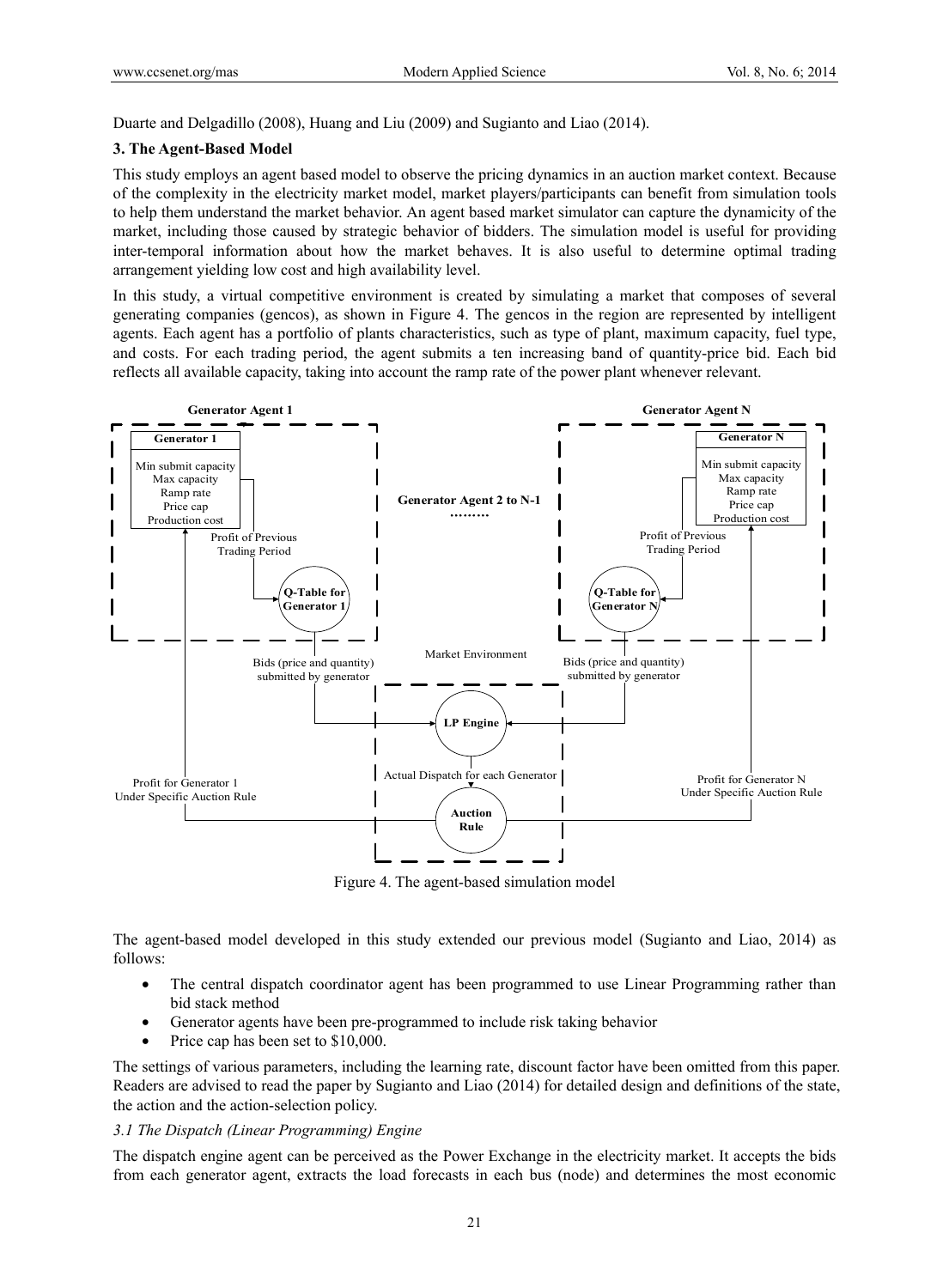Duarte and Delgadillo (2008), Huang and Liu (2009) and Sugianto and Liao (2014).

### 3. The Agent-Based Model

This study employs an agent based model to observe the pricing dynamics in an auction market context. Because of the complexity in the electricity market model, market players/participants can benefit from simulation tools to help them understand the market behavior. An agent based market simulator can capture the dynamicity of the market, including those caused by strategic behavior of bidders. The simulation model is useful for providing inter-temporal information about how the market behaves. It is also useful to determine optimal trading arrangement yielding low cost and high availability level.

In this study, a virtual competitive environment is created by simulating a market that composes of several generating companies (gencos), as shown in Figure 4. The gencos in the region are represented by intelligent agents. Each agent has a portfolio of plants characteristics, such as type of plant, maximum capacity, fuel type, and costs. For each trading period, the agent submits a ten increasing band of quantity-price bid. Each bid reflects all available capacity, taking into account the ramp rate of the power plant whenever relevant.

Figure 4. The agent-based simulation model

The agent-based model developed in this study extended our previous model (Sugianto and Liao, 2014) as follows:

- The central dispatch coordinator agent has been programmed to use Linear Programming rather than bid stack method
- Generator agents have been pre-programmed to include risk taking behavior
- Price cap has been set to $10,000.

The settings of various parameters, including the learning rate, discount factor have been omitted from this paper. Readers are advised to read the paper by Sugianto and Liao (2014) for detailed design and definitions of the state, the action and the action-selection policy.

#### *3.1 The Dispatch (Linear Programming) Engine*

The dispatch engine agent can be perceived as the Power Exchange in the electricity market. It accepts the bids from each generator agent, extracts the load forecasts in each bus (node) and determines the most economic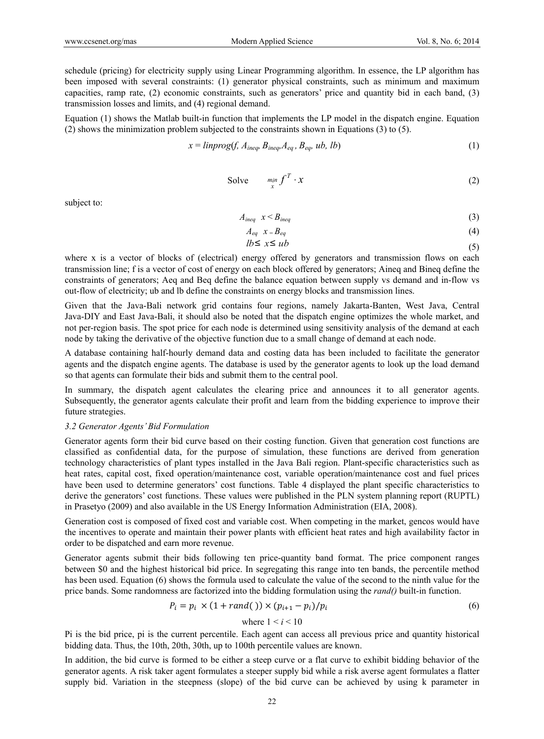schedule (pricing) for electricity supply using Linear Programming algorithm. In essence, the LP algorithm has been imposed with several constraints: (1) generator physical constraints, such as minimum and maximum capacities, ramp rate, (2) economic constraints, such as generators' price and quantity bid in each band, (3) transmission losses and limits, and (4) regional demand.

Equation (1) shows the Matlab built-in function that implements the LP model in the dispatch engine. Equation (2) shows the minimization problem subjected to the constraints shown in Equations (3) to (5).

$$x = linprog(f, A_{ineq}, B_{ineq}, A_{eq}, B_{eq}, ub, lb) \tag{1}$$

$$\text{Solve} \quad \min_{x} f^{T} \cdot x \tag{2}$$

subject to:

$$A_{ineq} \;\; x < B_{ineq} \tag{3}$$

$$A_{eq} \;\; x = B_{eq} \tag{4}$$

$$lb \leq x \leq ub \tag{5}$$

where x is a vector of blocks of (electrical) energy offered by generators and transmission flows on each transmission line; f is a vector of cost of energy on each block offered by generators; Aineq and Bineq define the constraints of generators; Aeq and Beq define the balance equation between supply vs demand and in-flow vs out-flow of electricity; ub and lb define the constraints on energy blocks and transmission lines.

Given that the Java-Bali network grid contains four regions, namely Jakarta-Banten, West Java, Central Java-DIY and East Java-Bali, it should also be noted that the dispatch engine optimizes the whole market, and not per-region basis. The spot price for each node is determined using sensitivity analysis of the demand at each node by taking the derivative of the objective function due to a small change of demand at each node.

A database containing half-hourly demand data and costing data has been included to facilitate the generator agents and the dispatch engine agents. The database is used by the generator agents to look up the load demand so that agents can formulate their bids and submit them to the central pool.

In summary, the dispatch agent calculates the clearing price and announces it to all generator agents. Subsequently, the generator agents calculate their profit and learn from the bidding experience to improve their future strategies.

### *3.2 Generator Agents' Bid Formulation*

Generator agents form their bid curve based on their costing function. Given that generation cost functions are classified as confidential data, for the purpose of simulation, these functions are derived from generation technology characteristics of plant types installed in the Java Bali region. Plant-specific characteristics such as heat rates, capital cost, fixed operation/maintenance cost, variable operation/maintenance cost and fuel prices have been used to determine generators' cost functions. Table 4 displayed the plant specific characteristics to derive the generators' cost functions. These values were published in the PLN system planning report (RUPTL) in Prasetyo (2009) and also available in the US Energy Information Administration (EIA, 2008).

Generation cost is composed of fixed cost and variable cost. When competing in the market, gencos would have the incentives to operate and maintain their power plants with efficient heat rates and high availability factor in order to be dispatched and earn more revenue.

Generator agents submit their bids following ten price-quantity band format. The price component ranges between \$0 and the highest historical bid price. In segregating this range into ten bands, the percentile method has been used. Equation (6) shows the formula used to calculate the value of the second to the ninth value for the price bands. Some randomness are factorized into the bidding formulation using the *rand()* built-in function.

$$P_i = p_i \times (1 + rand()) \times (p_{i+1} - p_i)/p_i \tag{6}$$

$$\text{where } 1 < i < 10$$

Pi is the bid price, pi is the current percentile. Each agent can access all previous price and quantity historical bidding data. Thus, the 10th, 20th, 30th, up to 100th percentile values are known.

In addition, the bid curve is formed to be either a steep curve or a flat curve to exhibit bidding behavior of the generator agents. A risk taker agent formulates a steeper supply bid while a risk averse agent formulates a flatter supply bid. Variation in the steepness (slope) of the bid curve can be achieved by using k parameter in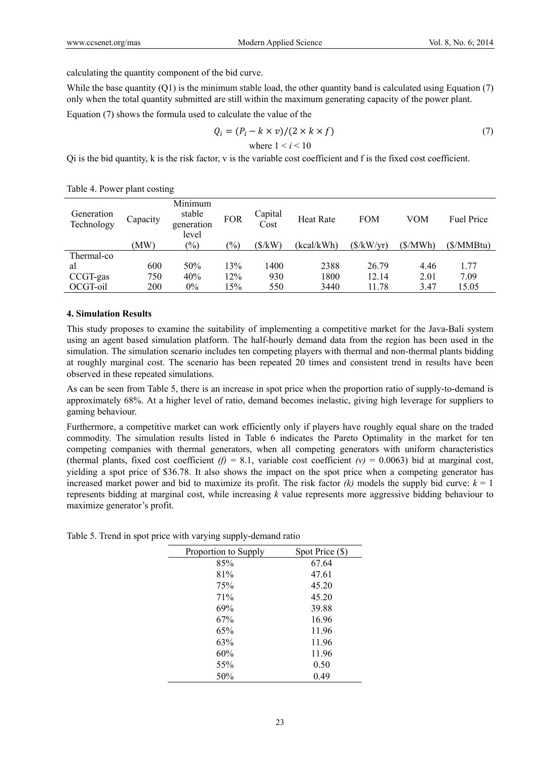calculating the quantity component of the bid curve.

While the base quantity (Q1) is the minimum stable load, the other quantity band is calculated using Equation (7) only when the total quantity submitted are still within the maximum generating capacity of the power plant.

Equation (7) shows the formula used to calculate the value of the

$$Q_i = (P_i - k \times v)/(2 \times k \times f) \tag{7}$$

where $1 < i < 10$

Qi is the bid quantity, k is the risk factor, v is the variable cost coefficient and f is the fixed cost coefficient.

Table 4. Power plant costing

| Generation Technology | Capacity | Minimum stable generation level | FOR | Capital Cost | Heat Rate | FOM | VOM | Fuel Price |
|---|---|---|---|---|---|---|---|---|
| | (MW) | (%) | (%) | ($/kW) | (kcal/kWh) | ($/kW/yr) | ($/MWh) | ($/MMBtu) |
| Thermal-coal | 600 | 50% | 13% | 1400 | 2388 | 26.79 | 4.46 | 1.77 |
| CCGT-gas | 750 | 40% | 12% | 930 | 1800 | 12.14 | 2.01 | 7.09 |
| OCGT-oil | 200 | 0% | 15% | 550 | 3440 | 11.78 | 3.47 | 15.05 |

## 4. Simulation Results

This study proposes to examine the suitability of implementing a competitive market for the Java-Bali system using an agent based simulation platform. The half-hourly demand data from the region has been used in the simulation. The simulation scenario includes ten competing players with thermal and non-thermal plants bidding at roughly marginal cost. The scenario has been repeated 20 times and consistent trend in results have been observed in these repeated simulations.

As can be seen from Table 5, there is an increase in spot price when the proportion ratio of supply-to-demand is approximately 68%. At a higher level of ratio, demand becomes inelastic, giving high leverage for suppliers to gaming behaviour.

Furthermore, a competitive market can work efficiently only if players have roughly equal share on the traded commodity. The simulation results listed in Table 6 indicates the Pareto Optimality in the market for ten competing companies with thermal generators, when all competing generators with uniform characteristics (thermal plants, fixed cost coefficient *(f)* = 8.1, variable cost coefficient *(v)* = 0.0063) bid at marginal cost, yielding a spot price of $36.78. It also shows the impact on the spot price when a competing generator has increased market power and bid to maximize its profit. The risk factor *(k)* models the supply bid curve: $k = 1$ represents bidding at marginal cost, while increasing *k* value represents more aggressive bidding behaviour to maximize generator's profit.

Table 5. Trend in spot price with varying supply-demand ratio

| Proportion to Supply | Spot Price ($) |
|---|---|
| 85% | 67.64 |
| 81% | 47.61 |
| 75% | 45.20 |
| 71% | 45.20 |
| 69% | 39.88 |
| 67% | 16.96 |
| 65% | 11.96 |
| 63% | 11.96 |
| 60% | 11.96 |
| 55% | 0.50 |
| 50% | 0.49 |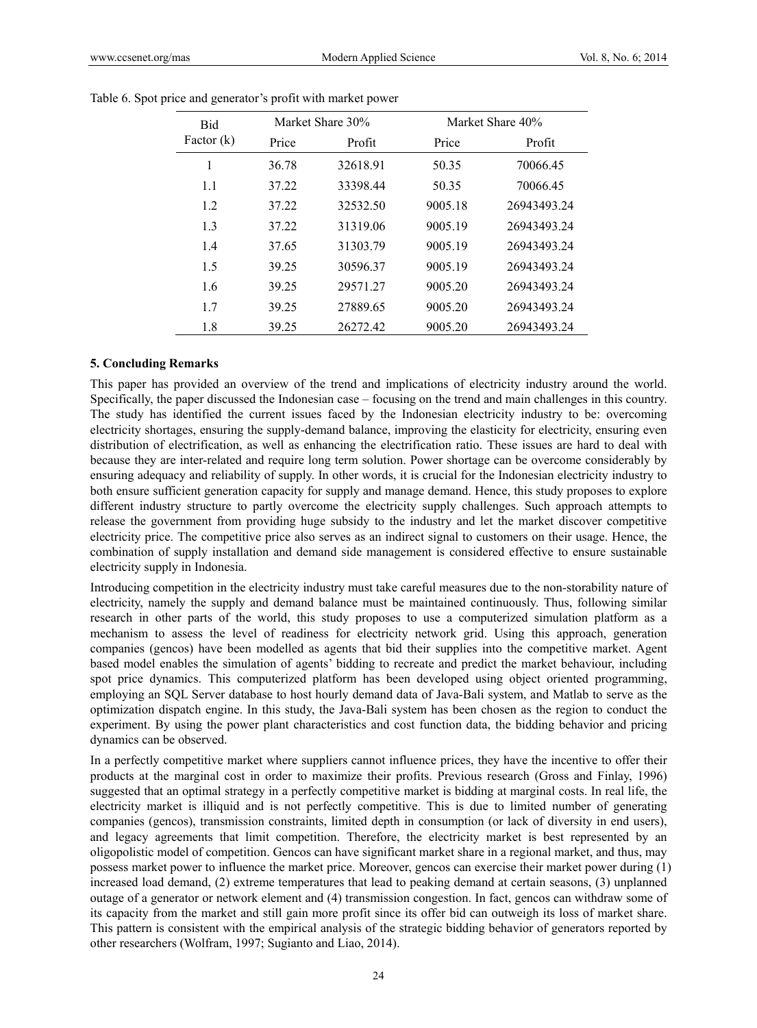Table 6. Spot price and generator's profit with market power

| Bid Factor (k) | Market Share 30% | | Market Share 40% | |
|---|---|---|---|---|
| | Price | Profit | Price | Profit |
| 1 | 36.78 | 32618.91 | 50.35 | 70066.45 |
| 1.1 | 37.22 | 33398.44 | 50.35 | 70066.45 |
| 1.2 | 37.22 | 32532.50 | 9005.18 | 26943493.24 |
| 1.3 | 37.22 | 31319.06 | 9005.19 | 26943493.24 |
| 1.4 | 37.65 | 31303.79 | 9005.19 | 26943493.24 |
| 1.5 | 39.25 | 30596.37 | 9005.19 | 26943493.24 |
| 1.6 | 39.25 | 29571.27 | 9005.20 | 26943493.24 |
| 1.7 | 39.25 | 27889.65 | 9005.20 | 26943493.24 |
| 1.8 | 39.25 | 26272.42 | 9005.20 | 26943493.24 |

## 5. Concluding Remarks

This paper has provided an overview of the trend and implications of electricity industry around the world. Specifically, the paper discussed the Indonesian case – focusing on the trend and main challenges in this country. The study has identified the current issues faced by the Indonesian electricity industry to be: overcoming electricity shortages, ensuring the supply-demand balance, improving the elasticity for electricity, ensuring even distribution of electrification, as well as enhancing the electrification ratio. These issues are hard to deal with because they are inter-related and require long term solution. Power shortage can be overcome considerably by ensuring adequacy and reliability of supply. In other words, it is crucial for the Indonesian electricity industry to both ensure sufficient generation capacity for supply and manage demand. Hence, this study proposes to explore different industry structure to partly overcome the electricity supply challenges. Such approach attempts to release the government from providing huge subsidy to the industry and let the market discover competitive electricity price. The competitive price also serves as an indirect signal to customers on their usage. Hence, the combination of supply installation and demand side management is considered effective to ensure sustainable electricity supply in Indonesia.

Introducing competition in the electricity industry must take careful measures due to the non-storability nature of electricity, namely the supply and demand balance must be maintained continuously. Thus, following similar research in other parts of the world, this study proposes to use a computerized simulation platform as a mechanism to assess the level of readiness for electricity network grid. Using this approach, generation companies (gencos) have been modelled as agents that bid their supplies into the competitive market. Agent based model enables the simulation of agents' bidding to recreate and predict the market behaviour, including spot price dynamics. This computerized platform has been developed using object oriented programming, employing an SQL Server database to host hourly demand data of Java-Bali system, and Matlab to serve as the optimization dispatch engine. In this study, the Java-Bali system has been chosen as the region to conduct the experiment. By using the power plant characteristics and cost function data, the bidding behavior and pricing dynamics can be observed.

In a perfectly competitive market where suppliers cannot influence prices, they have the incentive to offer their products at the marginal cost in order to maximize their profits. Previous research (Gross and Finlay, 1996) suggested that an optimal strategy in a perfectly competitive market is bidding at marginal costs. In real life, the electricity market is illiquid and is not perfectly competitive. This is due to limited number of generating companies (gencos), transmission constraints, limited depth in consumption (or lack of diversity in end users), and legacy agreements that limit competition. Therefore, the electricity market is best represented by an oligopolistic model of competition. Gencos can have significant market share in a regional market, and thus, may possess market power to influence the market price. Moreover, gencos can exercise their market power during (1) increased load demand, (2) extreme temperatures that lead to peaking demand at certain seasons, (3) unplanned outage of a generator or network element and (4) transmission congestion. In fact, gencos can withdraw some of its capacity from the market and still gain more profit since its offer bid can outweigh its loss of market share. This pattern is consistent with the empirical analysis of the strategic bidding behavior of generators reported by other researchers (Wolfram, 1997; Sugianto and Liao, 2014).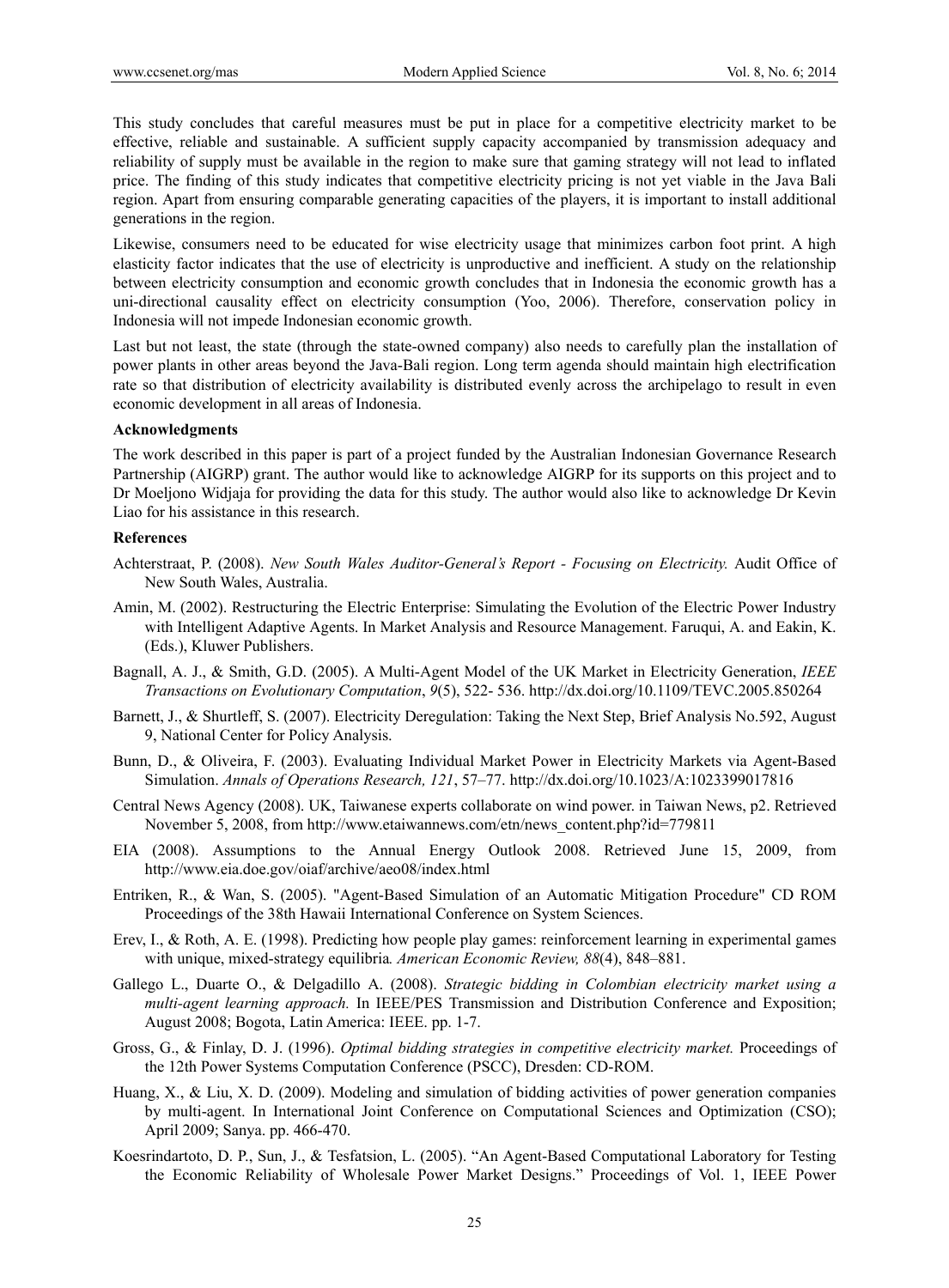This study concludes that careful measures must be put in place for a competitive electricity market to be effective, reliable and sustainable. A sufficient supply capacity accompanied by transmission adequacy and reliability of supply must be available in the region to make sure that gaming strategy will not lead to inflated price. The finding of this study indicates that competitive electricity pricing is not yet viable in the Java Bali region. Apart from ensuring comparable generating capacities of the players, it is important to install additional generations in the region.

Likewise, consumers need to be educated for wise electricity usage that minimizes carbon foot print. A high elasticity factor indicates that the use of electricity is unproductive and inefficient. A study on the relationship between electricity consumption and economic growth concludes that in Indonesia the economic growth has a uni-directional causality effect on electricity consumption (Yoo, 2006). Therefore, conservation policy in Indonesia will not impede Indonesian economic growth.

Last but not least, the state (through the state-owned company) also needs to carefully plan the installation of power plants in other areas beyond the Java-Bali region. Long term agenda should maintain high electrification rate so that distribution of electricity availability is distributed evenly across the archipelago to result in even economic development in all areas of Indonesia.

**Acknowledgments**

The work described in this paper is part of a project funded by the Australian Indonesian Governance Research Partnership (AIGRP) grant. The author would like to acknowledge AIGRP for its supports on this project and to Dr Moeljono Widjaja for providing the data for this study. The author would also like to acknowledge Dr Kevin Liao for his assistance in this research.

**References**

Achterstraat, P. (2008). *New South Wales Auditor-General's Report - Focusing on Electricity.* Audit Office of New South Wales, Australia.

Amin, M. (2002). Restructuring the Electric Enterprise: Simulating the Evolution of the Electric Power Industry with Intelligent Adaptive Agents. In Market Analysis and Resource Management. Faruqui, A. and Eakin, K. (Eds.), Kluwer Publishers.

Bagnall, A. J., & Smith, G.D. (2005). A Multi-Agent Model of the UK Market in Electricity Generation, *IEEE Transactions on Evolutionary Computation*, *9*(5), 522- 536. http://dx.doi.org/10.1109/TEVC.2005.850264

Barnett, J., & Shurtleff, S. (2007). Electricity Deregulation: Taking the Next Step, Brief Analysis No.592, August 9, National Center for Policy Analysis.

Bunn, D., & Oliveira, F. (2003). Evaluating Individual Market Power in Electricity Markets via Agent-Based Simulation. *Annals of Operations Research, 121*, 57–77. http://dx.doi.org/10.1023/A:1023399017816

Central News Agency (2008). UK, Taiwanese experts collaborate on wind power. in Taiwan News, p2. Retrieved November 5, 2008, from http://www.etaiwannews.com/etn/news_content.php?id=779811

EIA (2008). Assumptions to the Annual Energy Outlook 2008. Retrieved June 15, 2009, from http://www.eia.doe.gov/oiaf/archive/aeo08/index.html

Entriken, R., & Wan, S. (2005). "Agent-Based Simulation of an Automatic Mitigation Procedure" CD ROM Proceedings of the 38th Hawaii International Conference on System Sciences.

Erev, I., & Roth, A. E. (1998). Predicting how people play games: reinforcement learning in experimental games with unique, mixed-strategy equilibria*. American Economic Review, 88*(4), 848–881.

Gallego L., Duarte O., & Delgadillo A. (2008). *Strategic bidding in Colombian electricity market using a multi-agent learning approach.* In IEEE/PES Transmission and Distribution Conference and Exposition; August 2008; Bogota, Latin America: IEEE. pp. 1-7.

Gross, G., & Finlay, D. J. (1996). *Optimal bidding strategies in competitive electricity market.* Proceedings of the 12th Power Systems Computation Conference (PSCC), Dresden: CD-ROM.

Huang, X., & Liu, X. D. (2009). Modeling and simulation of bidding activities of power generation companies by multi-agent. In International Joint Conference on Computational Sciences and Optimization (CSO); April 2009; Sanya. pp. 466-470.

Koesrindartoto, D. P., Sun, J., & Tesfatsion, L. (2005). "An Agent-Based Computational Laboratory for Testing the Economic Reliability of Wholesale Power Market Designs." Proceedings of Vol. 1, IEEE Power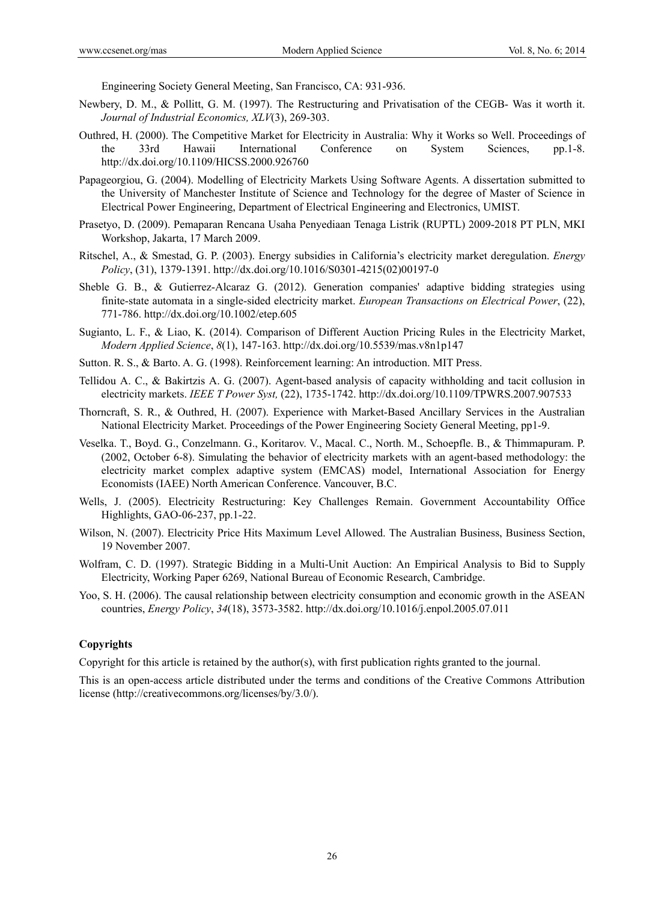Engineering Society General Meeting, San Francisco, CA: 931-936.

Newbery, D. M., & Pollitt, G. M. (1997). The Restructuring and Privatisation of the CEGB- Was it worth it. *Journal of Industrial Economics, XLV*(3), 269-303.

Outhred, H. (2000). The Competitive Market for Electricity in Australia: Why it Works so Well. Proceedings of the 33rd Hawaii International Conference on System Sciences, pp.1-8. http://dx.doi.org/10.1109/HICSS.2000.926760

Papageorgiou, G. (2004). Modelling of Electricity Markets Using Software Agents. A dissertation submitted to the University of Manchester Institute of Science and Technology for the degree of Master of Science in Electrical Power Engineering, Department of Electrical Engineering and Electronics, UMIST.

Prasetyo, D. (2009). Pemaparan Rencana Usaha Penyediaan Tenaga Listrik (RUPTL) 2009-2018 PT PLN, MKI Workshop, Jakarta, 17 March 2009.

Ritschel, A., & Smestad, G. P. (2003). Energy subsidies in California's electricity market deregulation. *Energy Policy*, (31), 1379-1391. http://dx.doi.org/10.1016/S0301-4215(02)00197-0

Sheble G. B., & Gutierrez-Alcaraz G. (2012). Generation companies' adaptive bidding strategies using finite-state automata in a single-sided electricity market. *European Transactions on Electrical Power*, (22), 771-786. http://dx.doi.org/10.1002/etep.605

Sugianto, L. F., & Liao, K. (2014). Comparison of Different Auction Pricing Rules in the Electricity Market, *Modern Applied Science*, *8*(1), 147-163. http://dx.doi.org/10.5539/mas.v8n1p147

Sutton. R. S., & Barto. A. G. (1998). Reinforcement learning: An introduction. MIT Press.

Tellidou A. C., & Bakirtzis A. G. (2007). Agent-based analysis of capacity withholding and tacit collusion in electricity markets. *IEEE T Power Syst,* (22), 1735-1742. http://dx.doi.org/10.1109/TPWRS.2007.907533

Thorncraft, S. R., & Outhred, H. (2007). Experience with Market-Based Ancillary Services in the Australian National Electricity Market. Proceedings of the Power Engineering Society General Meeting, pp1-9.

Veselka. T., Boyd. G., Conzelmann. G., Koritarov. V., Macal. C., North. M., Schoepfle. B., & Thimmapuram. P. (2002, October 6-8). Simulating the behavior of electricity markets with an agent-based methodology: the electricity market complex adaptive system (EMCAS) model, International Association for Energy Economists (IAEE) North American Conference. Vancouver, B.C.

Wells, J. (2005). Electricity Restructuring: Key Challenges Remain. Government Accountability Office Highlights, GAO-06-237, pp.1-22.

Wilson, N. (2007). Electricity Price Hits Maximum Level Allowed. The Australian Business, Business Section, 19 November 2007.

Wolfram, C. D. (1997). Strategic Bidding in a Multi-Unit Auction: An Empirical Analysis to Bid to Supply Electricity, Working Paper 6269, National Bureau of Economic Research, Cambridge.

Yoo, S. H. (2006). The causal relationship between electricity consumption and economic growth in the ASEAN countries, *Energy Policy*, *34*(18), 3573-3582. http://dx.doi.org/10.1016/j.enpol.2005.07.011

**Copyrights**

Copyright for this article is retained by the author(s), with first publication rights granted to the journal.

This is an open-access article distributed under the terms and conditions of the Creative Commons Attribution license (http://creativecommons.org/licenses/by/3.0/).